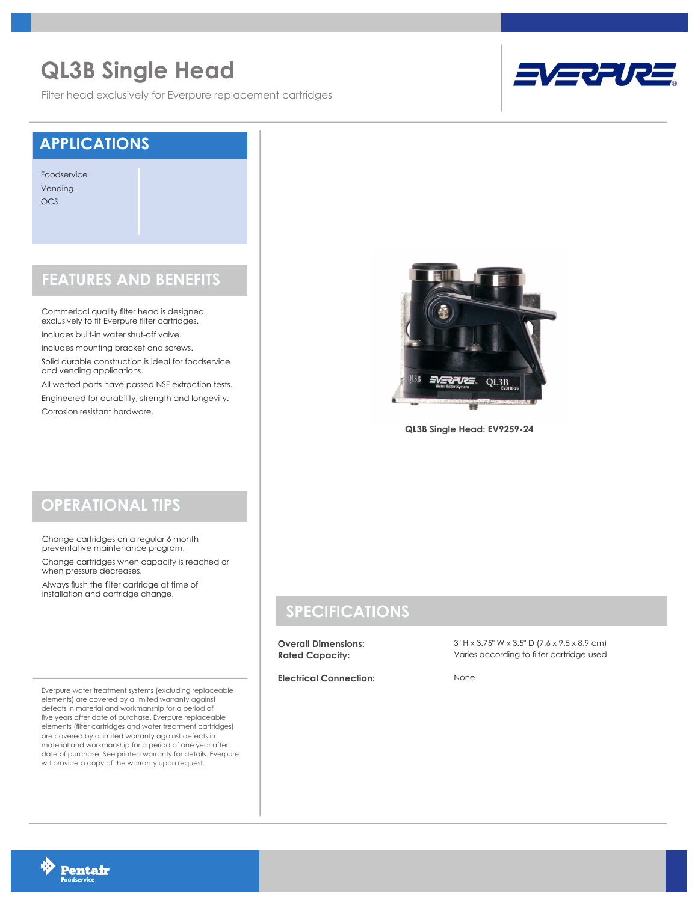# QL3B Single Head

Filter head exclusively for Everpure replacement cartridges

## APPLICATIONS

Foodservice
Vending
OCS

## FEATURES AND BENEFITS

Commerical quality filter head is designed exclusively to fit Everpure filter cartridges.

Includes built-in water shut-off valve.

Includes mounting bracket and screws.

Solid durable construction is ideal for foodservice and vending applications.

All wetted parts have passed NSF extraction tests.

Engineered for durability, strength and longevity.

Corrosion resistant hardware.

## OPERATIONAL TIPS

Change cartridges on a regular 6 month preventative maintenance program.

Change cartridges when capacity is reached or when pressure decreases.

Always flush the filter cartridge at time of installation and cartridge change.

**QL3B Single Head: EV9259-24**

## SPECIFICATIONS

| | |
|---|---|
| **Overall Dimensions:** | 3" H x 3.75" W x 3.5" D (7.6 x 9.5 x 8.9 cm) |
| **Rated Capacity:** | Varies according to filter cartridge used |
| **Electrical Connection:** | None |

Everpure water treatment systems (excluding replaceable elements) are covered by a limited warranty against defects in material and workmanship for a period of five years after date of purchase. Everpure replaceable elements (filter cartridges and water treatment cartridges) are covered by a limited warranty against defects in material and workmanship for a period of one year after date of purchase. See printed warranty for details. Everpure will provide a copy of the warranty upon request.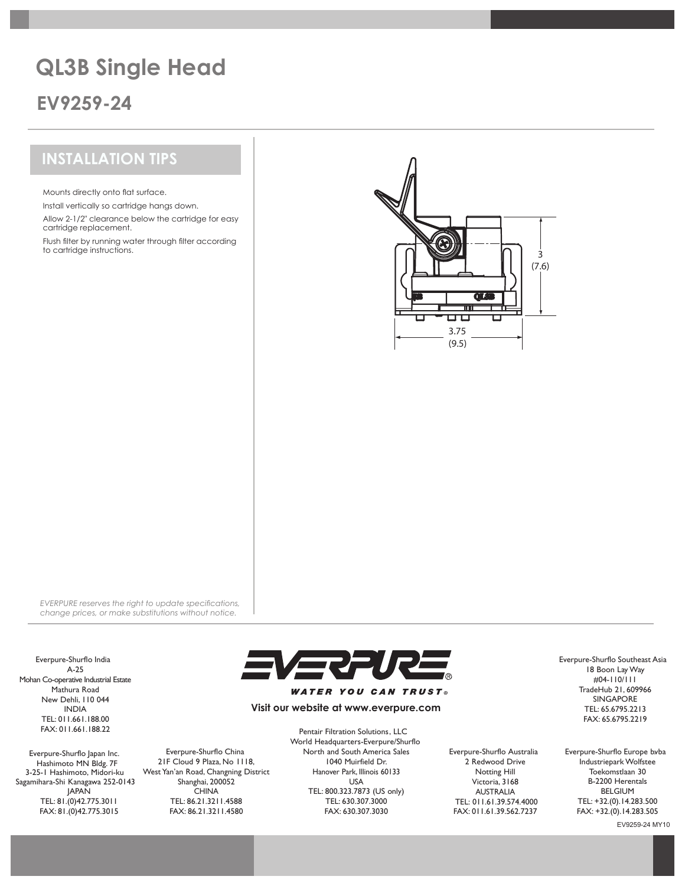# QL3B Single Head

## EV9259-24

## INSTALLATION TIPS

Mounts directly onto flat surface.

Install vertically so cartridge hangs down.

Allow 2-1/2" clearance below the cartridge for easy cartridge replacement.

Flush filter by running water through filter according to cartridge instructions.

3
(7.6)

3.75
(9.5)

*EVERPURE reserves the right to update specifications, change prices, or make substitutions without notice.*

EVERPURE
WATER YOU CAN TRUST®

**Visit our website at www.everpure.com**

Everpure-Shurflo India
A-25
Mohan Co-operative Industrial Estate
Mathura Road
New Dehli, 110 044
INDIA
TEL: 011.661.188.00
FAX: 011.661.188.22

Everpure-Shurflo Southeast Asia
18 Boon Lay Way
#04-110/111
TradeHub 21, 609966
SINGAPORE
TEL: 65.6795.2213
FAX: 65.6795.2219

Everpure-Shurflo Japan Inc.
Hashimoto MN Bldg. 7F
3-25-1 Hashimoto, Midori-ku
Sagamihara-Shi Kanagawa 252-0143
JAPAN
TEL: 81.(0)42.775.3011
FAX: 81.(0)42.775.3015

Everpure-Shurflo China
21F Cloud 9 Plaza, No 1118,
West Yan'an Road, Changning District
Shanghai, 200052
CHINA
TEL: 86.21.3211.4588
FAX: 86.21.3211.4580

Pentair Filtration Solutions, LLC
World Headquarters-Everpure/Shurflo
North and South America Sales
1040 Muirfield Dr.
Hanover Park, Illinois 60133
USA
TEL: 800.323.7873 (US only)
TEL: 630.307.3000
FAX: 630.307.3030

Everpure-Shurflo Australia
2 Redwood Drive
Notting Hill
Victoria, 3168
AUSTRALIA
TEL: 011.61.39.574.4000
FAX: 011.61.39.562.7237

Everpure-Shurflo Europe bvba
Industriepark Wolfstee
Toekomstlaan 30
B-2200 Herentals
BELGIUM
TEL: +32.(0).14.283.500
FAX: +32.(0).14.283.505

EV9259-24 MY10